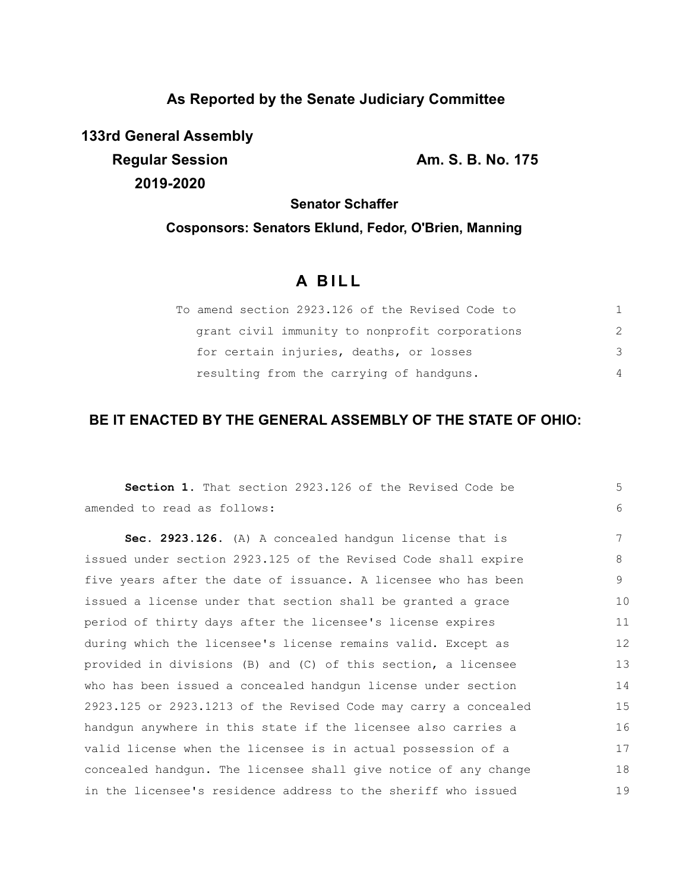**As Reported by the Senate Judiciary Committee**

**133rd General Assembly**
**Regular Session** **Am. S. B. No. 175**
**2019-2020**

**Senator Schaffer**

**Cosponsors: Senators Eklund, Fedor, O'Brien, Manning**

# A BILL

To amend section 2923.126 of the Revised Code to grant civil immunity to nonprofit corporations for certain injuries, deaths, or losses resulting from the carrying of handguns.

## BE IT ENACTED BY THE GENERAL ASSEMBLY OF THE STATE OF OHIO:

**Section 1.** That section 2923.126 of the Revised Code be amended to read as follows:

**Sec. 2923.126.** (A) A concealed handgun license that is issued under section 2923.125 of the Revised Code shall expire five years after the date of issuance. A licensee who has been issued a license under that section shall be granted a grace period of thirty days after the licensee's license expires during which the licensee's license remains valid. Except as provided in divisions (B) and (C) of this section, a licensee who has been issued a concealed handgun license under section 2923.125 or 2923.1213 of the Revised Code may carry a concealed handgun anywhere in this state if the licensee also carries a valid license when the licensee is in actual possession of a concealed handgun. The licensee shall give notice of any change in the licensee's residence address to the sheriff who issued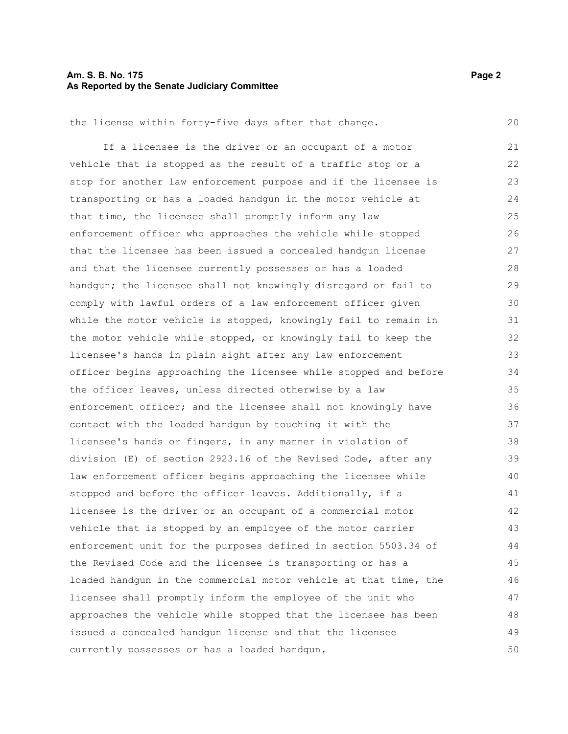the license within forty-five days after that change.

If a licensee is the driver or an occupant of a motor vehicle that is stopped as the result of a traffic stop or a stop for another law enforcement purpose and if the licensee is transporting or has a loaded handgun in the motor vehicle at that time, the licensee shall promptly inform any law enforcement officer who approaches the vehicle while stopped that the licensee has been issued a concealed handgun license and that the licensee currently possesses or has a loaded handgun; the licensee shall not knowingly disregard or fail to comply with lawful orders of a law enforcement officer given while the motor vehicle is stopped, knowingly fail to remain in the motor vehicle while stopped, or knowingly fail to keep the licensee's hands in plain sight after any law enforcement officer begins approaching the licensee while stopped and before the officer leaves, unless directed otherwise by a law enforcement officer; and the licensee shall not knowingly have contact with the loaded handgun by touching it with the licensee's hands or fingers, in any manner in violation of division (E) of section 2923.16 of the Revised Code, after any law enforcement officer begins approaching the licensee while stopped and before the officer leaves. Additionally, if a licensee is the driver or an occupant of a commercial motor vehicle that is stopped by an employee of the motor carrier enforcement unit for the purposes defined in section 5503.34 of the Revised Code and the licensee is transporting or has a loaded handgun in the commercial motor vehicle at that time, the licensee shall promptly inform the employee of the unit who approaches the vehicle while stopped that the licensee has been issued a concealed handgun license and that the licensee currently possesses or has a loaded handgun.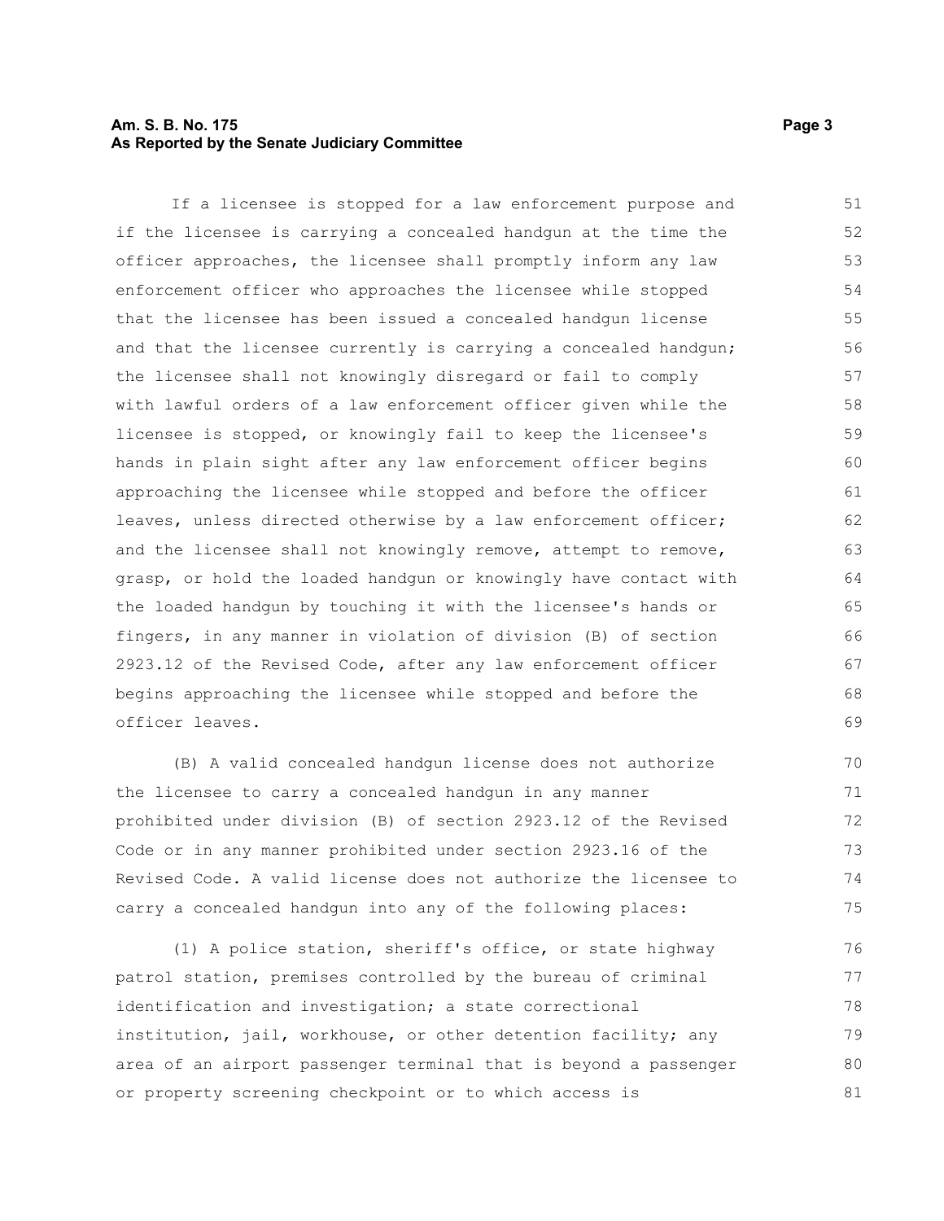If a licensee is stopped for a law enforcement purpose and if the licensee is carrying a concealed handgun at the time the officer approaches, the licensee shall promptly inform any law enforcement officer who approaches the licensee while stopped that the licensee has been issued a concealed handgun license and that the licensee currently is carrying a concealed handgun; the licensee shall not knowingly disregard or fail to comply with lawful orders of a law enforcement officer given while the licensee is stopped, or knowingly fail to keep the licensee's hands in plain sight after any law enforcement officer begins approaching the licensee while stopped and before the officer leaves, unless directed otherwise by a law enforcement officer; and the licensee shall not knowingly remove, attempt to remove, grasp, or hold the loaded handgun or knowingly have contact with the loaded handgun by touching it with the licensee's hands or fingers, in any manner in violation of division (B) of section 2923.12 of the Revised Code, after any law enforcement officer begins approaching the licensee while stopped and before the officer leaves.

(B) A valid concealed handgun license does not authorize the licensee to carry a concealed handgun in any manner prohibited under division (B) of section 2923.12 of the Revised Code or in any manner prohibited under section 2923.16 of the Revised Code. A valid license does not authorize the licensee to carry a concealed handgun into any of the following places:

(1) A police station, sheriff's office, or state highway patrol station, premises controlled by the bureau of criminal identification and investigation; a state correctional institution, jail, workhouse, or other detention facility; any area of an airport passenger terminal that is beyond a passenger or property screening checkpoint or to which access is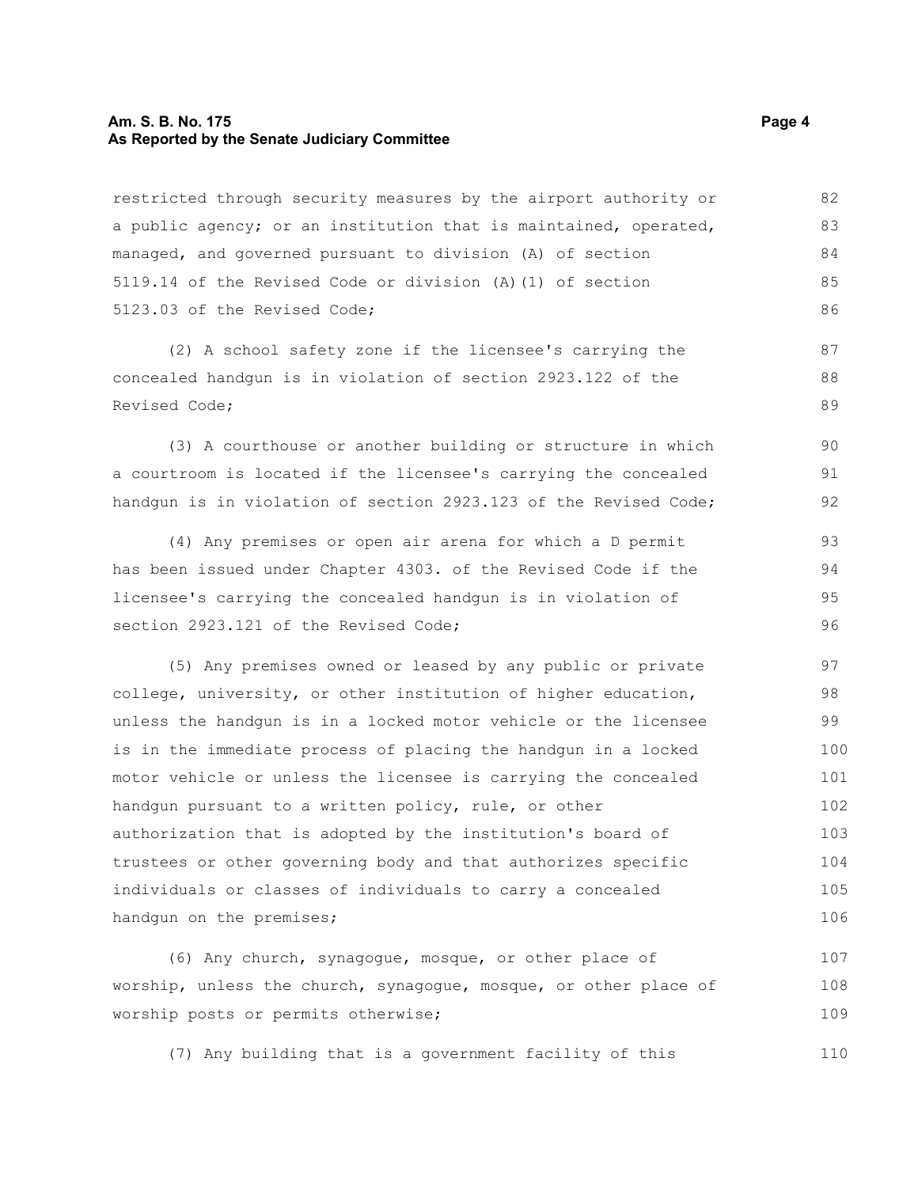restricted through security measures by the airport authority or a public agency; or an institution that is maintained, operated, managed, and governed pursuant to division (A) of section 5119.14 of the Revised Code or division (A)(1) of section 5123.03 of the Revised Code;

(2) A school safety zone if the licensee's carrying the concealed handgun is in violation of section 2923.122 of the Revised Code;

(3) A courthouse or another building or structure in which a courtroom is located if the licensee's carrying the concealed handgun is in violation of section 2923.123 of the Revised Code;

(4) Any premises or open air arena for which a D permit has been issued under Chapter 4303. of the Revised Code if the licensee's carrying the concealed handgun is in violation of section 2923.121 of the Revised Code;

(5) Any premises owned or leased by any public or private college, university, or other institution of higher education, unless the handgun is in a locked motor vehicle or the licensee is in the immediate process of placing the handgun in a locked motor vehicle or unless the licensee is carrying the concealed handgun pursuant to a written policy, rule, or other authorization that is adopted by the institution's board of trustees or other governing body and that authorizes specific individuals or classes of individuals to carry a concealed handgun on the premises;

(6) Any church, synagogue, mosque, or other place of worship, unless the church, synagogue, mosque, or other place of worship posts or permits otherwise;

(7) Any building that is a government facility of this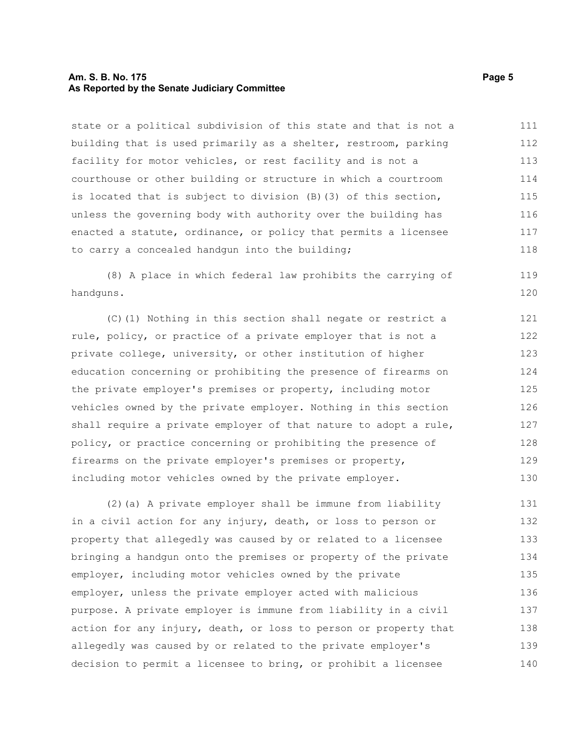state or a political subdivision of this state and that is not a building that is used primarily as a shelter, restroom, parking facility for motor vehicles, or rest facility and is not a courthouse or other building or structure in which a courtroom is located that is subject to division (B)(3) of this section, unless the governing body with authority over the building has enacted a statute, ordinance, or policy that permits a licensee to carry a concealed handgun into the building;

(8) A place in which federal law prohibits the carrying of handguns.

(C)(1) Nothing in this section shall negate or restrict a rule, policy, or practice of a private employer that is not a private college, university, or other institution of higher education concerning or prohibiting the presence of firearms on the private employer's premises or property, including motor vehicles owned by the private employer. Nothing in this section shall require a private employer of that nature to adopt a rule, policy, or practice concerning or prohibiting the presence of firearms on the private employer's premises or property, including motor vehicles owned by the private employer.

(2)(a) A private employer shall be immune from liability in a civil action for any injury, death, or loss to person or property that allegedly was caused by or related to a licensee bringing a handgun onto the premises or property of the private employer, including motor vehicles owned by the private employer, unless the private employer acted with malicious purpose. A private employer is immune from liability in a civil action for any injury, death, or loss to person or property that allegedly was caused by or related to the private employer's decision to permit a licensee to bring, or prohibit a licensee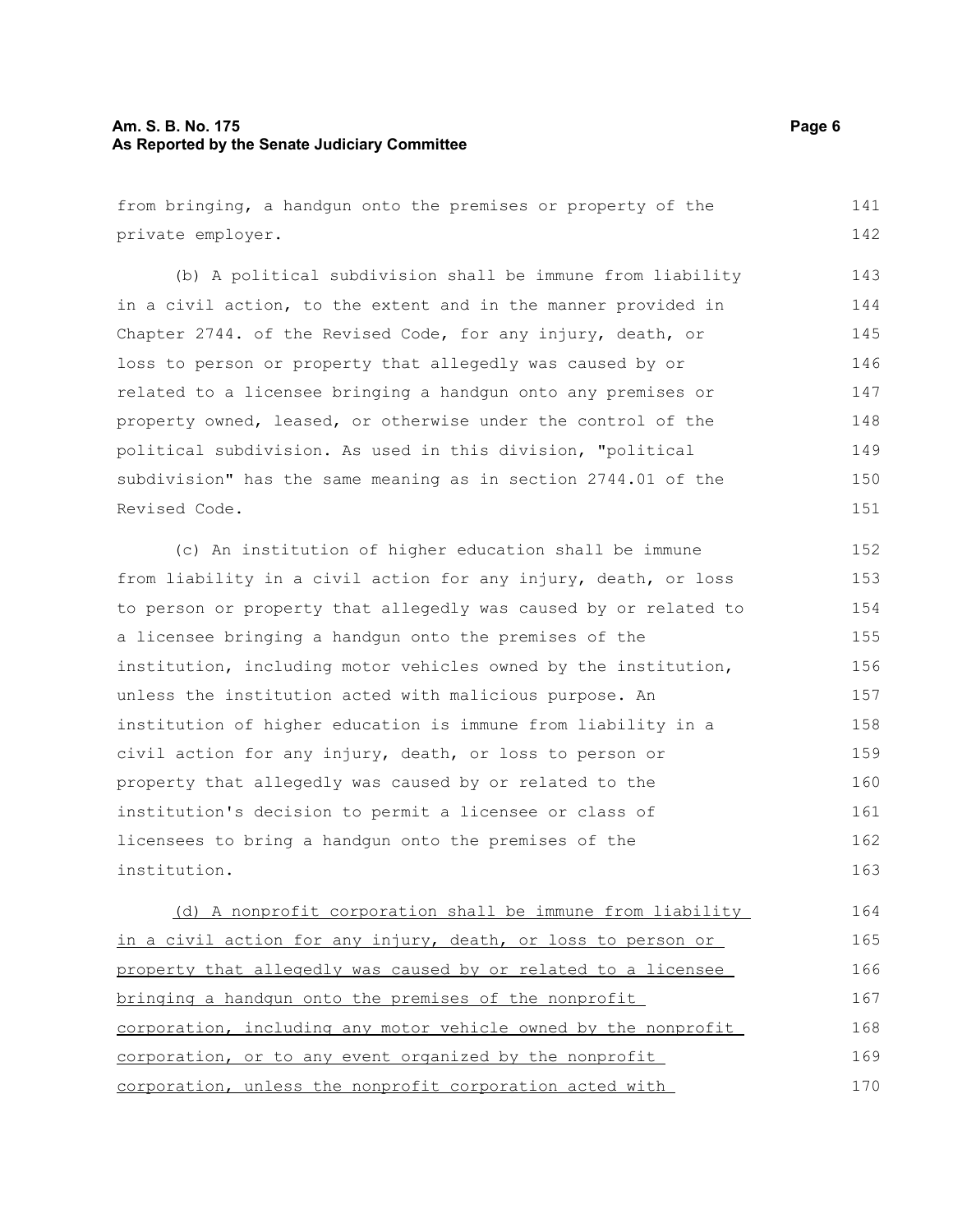from bringing, a handgun onto the premises or property of the private employer.

(b) A political subdivision shall be immune from liability in a civil action, to the extent and in the manner provided in Chapter 2744. of the Revised Code, for any injury, death, or loss to person or property that allegedly was caused by or related to a licensee bringing a handgun onto any premises or property owned, leased, or otherwise under the control of the political subdivision. As used in this division, "political subdivision" has the same meaning as in section 2744.01 of the Revised Code.

(c) An institution of higher education shall be immune from liability in a civil action for any injury, death, or loss to person or property that allegedly was caused by or related to a licensee bringing a handgun onto the premises of the institution, including motor vehicles owned by the institution, unless the institution acted with malicious purpose. An institution of higher education is immune from liability in a civil action for any injury, death, or loss to person or property that allegedly was caused by or related to the institution's decision to permit a licensee or class of licensees to bring a handgun onto the premises of the institution.

<u>(d) A nonprofit corporation shall be immune from liability in a civil action for any injury, death, or loss to person or property that allegedly was caused by or related to a licensee bringing a handgun onto the premises of the nonprofit corporation, including any motor vehicle owned by the nonprofit corporation, or to any event organized by the nonprofit corporation, unless the nonprofit corporation acted with</u>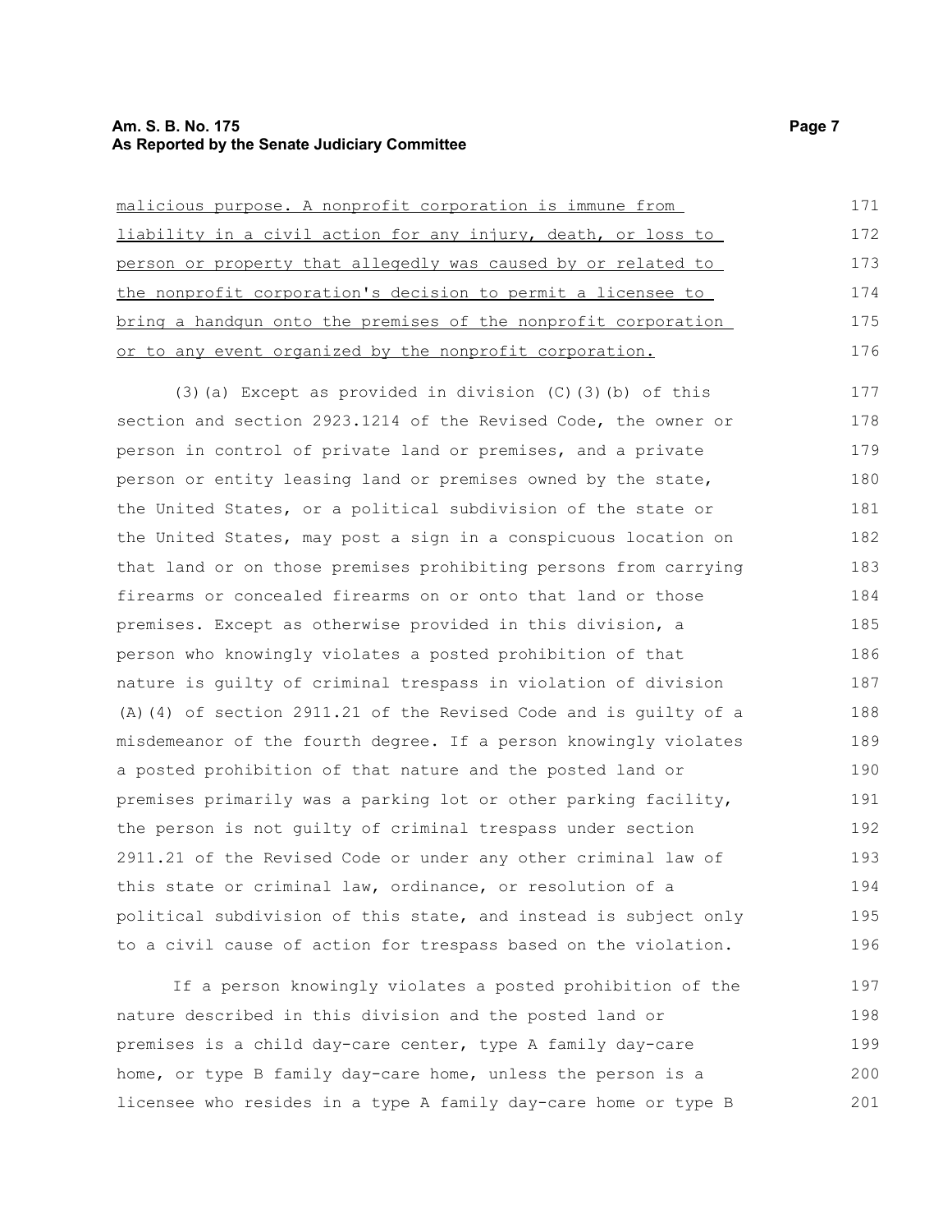malicious purpose. A nonprofit corporation is immune from liability in a civil action for any injury, death, or loss to person or property that allegedly was caused by or related to the nonprofit corporation's decision to permit a licensee to bring a handgun onto the premises of the nonprofit corporation or to any event organized by the nonprofit corporation.

(3)(a) Except as provided in division (C)(3)(b) of this section and section 2923.1214 of the Revised Code, the owner or person in control of private land or premises, and a private person or entity leasing land or premises owned by the state, the United States, or a political subdivision of the state or the United States, may post a sign in a conspicuous location on that land or on those premises prohibiting persons from carrying firearms or concealed firearms on or onto that land or those premises. Except as otherwise provided in this division, a person who knowingly violates a posted prohibition of that nature is guilty of criminal trespass in violation of division (A)(4) of section 2911.21 of the Revised Code and is guilty of a misdemeanor of the fourth degree. If a person knowingly violates a posted prohibition of that nature and the posted land or premises primarily was a parking lot or other parking facility, the person is not guilty of criminal trespass under section 2911.21 of the Revised Code or under any other criminal law of this state or criminal law, ordinance, or resolution of a political subdivision of this state, and instead is subject only to a civil cause of action for trespass based on the violation.

If a person knowingly violates a posted prohibition of the nature described in this division and the posted land or premises is a child day-care center, type A family day-care home, or type B family day-care home, unless the person is a licensee who resides in a type A family day-care home or type B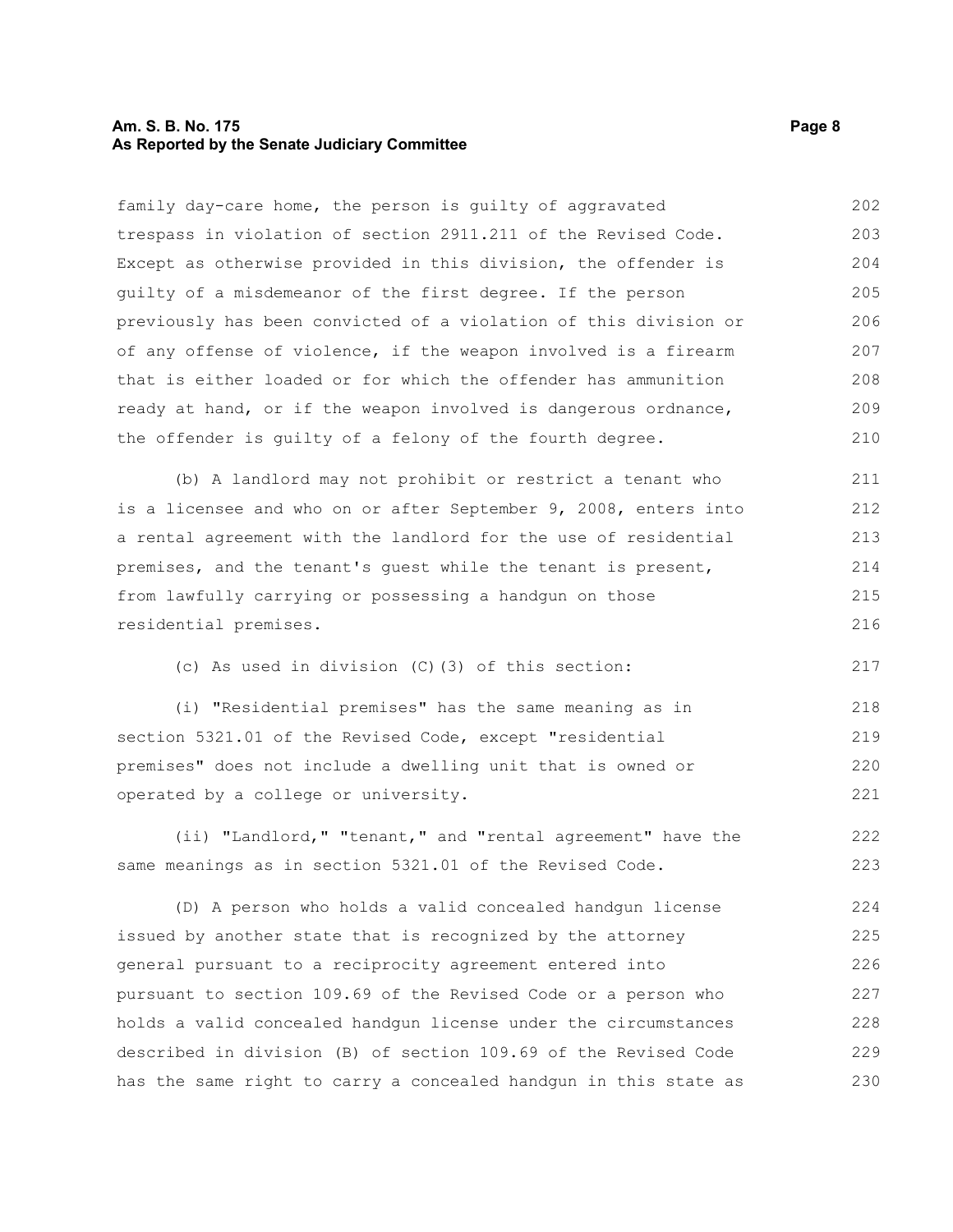family day-care home, the person is guilty of aggravated trespass in violation of section 2911.211 of the Revised Code. Except as otherwise provided in this division, the offender is guilty of a misdemeanor of the first degree. If the person previously has been convicted of a violation of this division or of any offense of violence, if the weapon involved is a firearm that is either loaded or for which the offender has ammunition ready at hand, or if the weapon involved is dangerous ordnance, the offender is guilty of a felony of the fourth degree.

(b) A landlord may not prohibit or restrict a tenant who is a licensee and who on or after September 9, 2008, enters into a rental agreement with the landlord for the use of residential premises, and the tenant's guest while the tenant is present, from lawfully carrying or possessing a handgun on those residential premises.

(c) As used in division (C)(3) of this section:

(i) "Residential premises" has the same meaning as in section 5321.01 of the Revised Code, except "residential premises" does not include a dwelling unit that is owned or operated by a college or university.

(ii) "Landlord," "tenant," and "rental agreement" have the same meanings as in section 5321.01 of the Revised Code.

(D) A person who holds a valid concealed handgun license issued by another state that is recognized by the attorney general pursuant to a reciprocity agreement entered into pursuant to section 109.69 of the Revised Code or a person who holds a valid concealed handgun license under the circumstances described in division (B) of section 109.69 of the Revised Code has the same right to carry a concealed handgun in this state as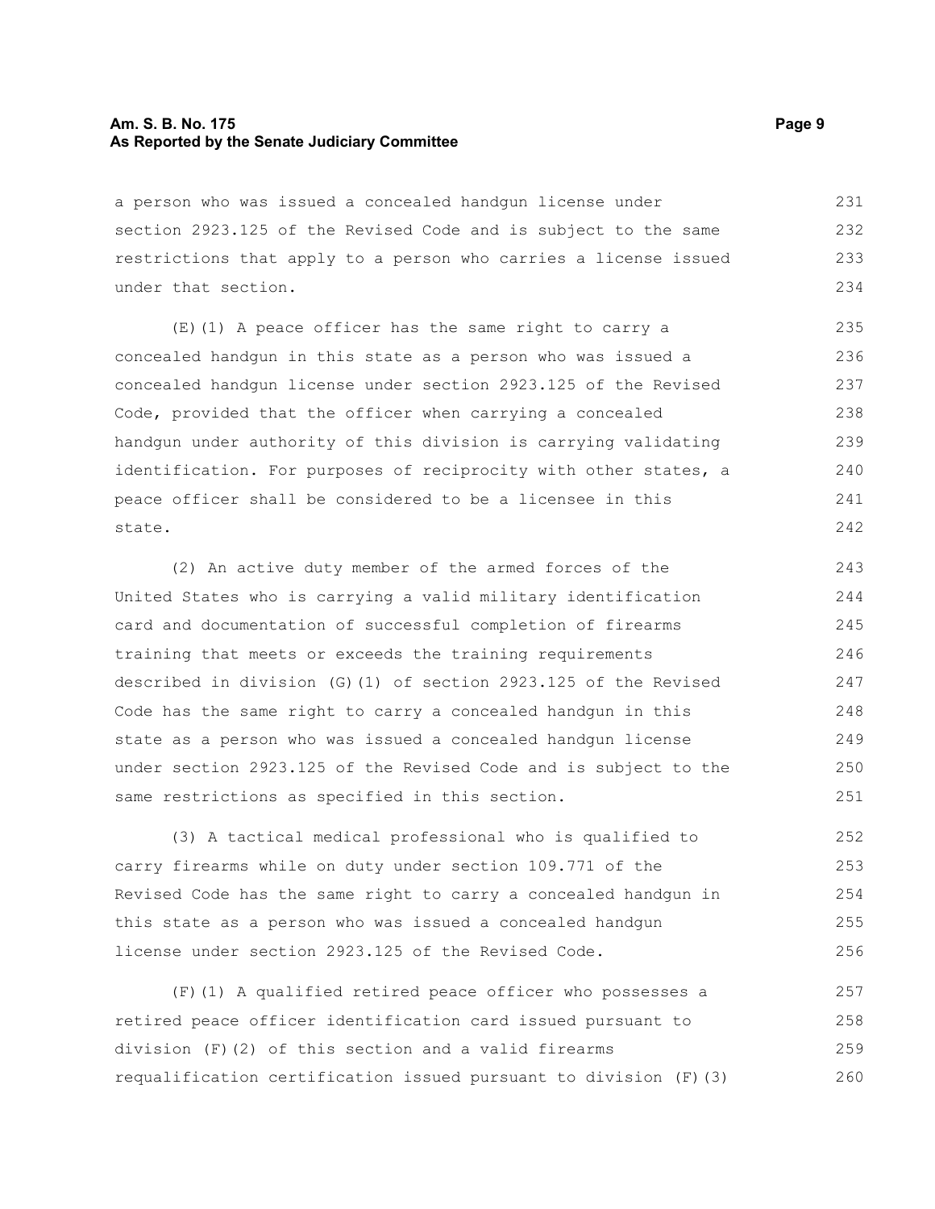a person who was issued a concealed handgun license under section 2923.125 of the Revised Code and is subject to the same restrictions that apply to a person who carries a license issued under that section.

(E)(1) A peace officer has the same right to carry a concealed handgun in this state as a person who was issued a concealed handgun license under section 2923.125 of the Revised Code, provided that the officer when carrying a concealed handgun under authority of this division is carrying validating identification. For purposes of reciprocity with other states, a peace officer shall be considered to be a licensee in this state.

(2) An active duty member of the armed forces of the United States who is carrying a valid military identification card and documentation of successful completion of firearms training that meets or exceeds the training requirements described in division (G)(1) of section 2923.125 of the Revised Code has the same right to carry a concealed handgun in this state as a person who was issued a concealed handgun license under section 2923.125 of the Revised Code and is subject to the same restrictions as specified in this section.

(3) A tactical medical professional who is qualified to carry firearms while on duty under section 109.771 of the Revised Code has the same right to carry a concealed handgun in this state as a person who was issued a concealed handgun license under section 2923.125 of the Revised Code.

(F)(1) A qualified retired peace officer who possesses a retired peace officer identification card issued pursuant to division (F)(2) of this section and a valid firearms requalification certification issued pursuant to division (F)(3)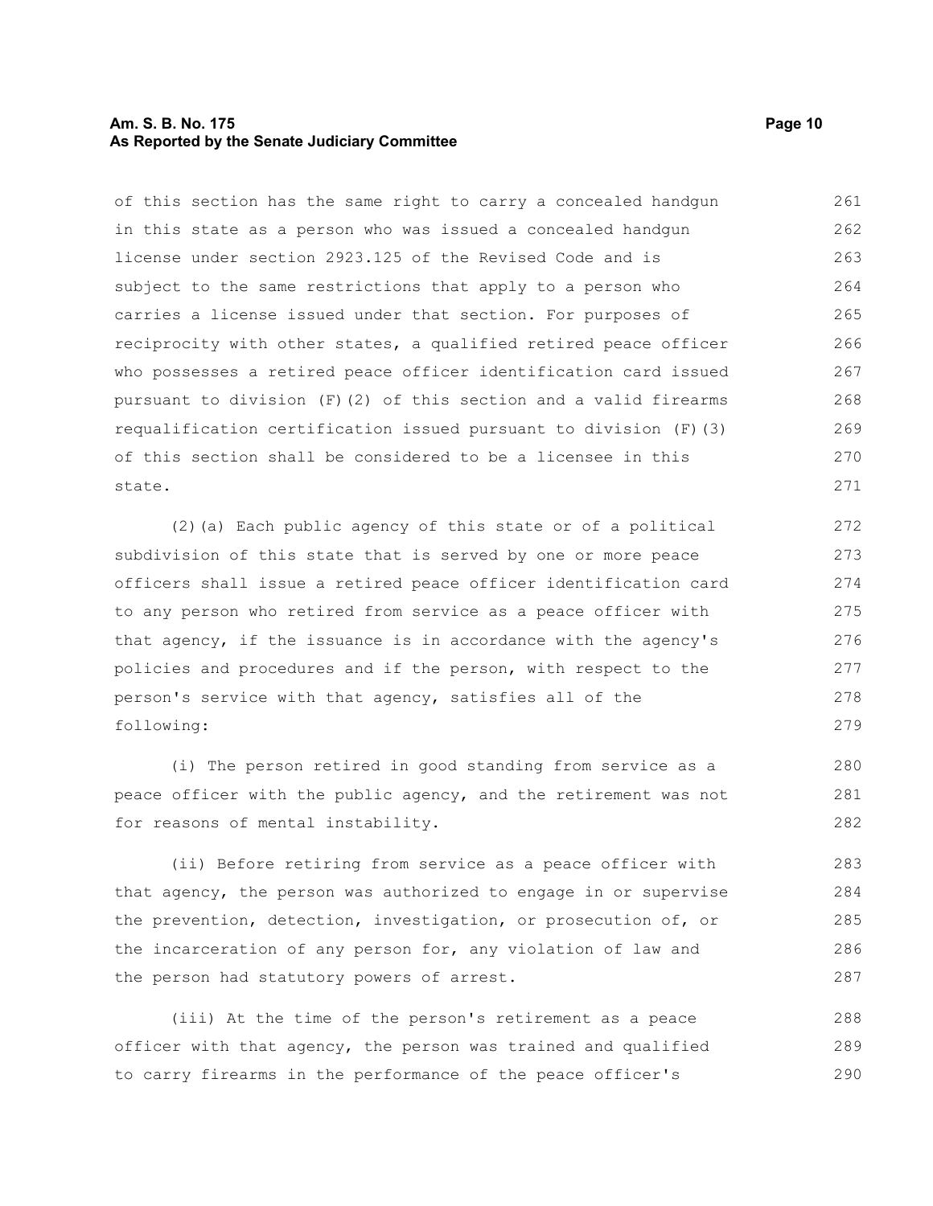of this section has the same right to carry a concealed handgun in this state as a person who was issued a concealed handgun license under section 2923.125 of the Revised Code and is subject to the same restrictions that apply to a person who carries a license issued under that section. For purposes of reciprocity with other states, a qualified retired peace officer who possesses a retired peace officer identification card issued pursuant to division (F)(2) of this section and a valid firearms requalification certification issued pursuant to division (F)(3) of this section shall be considered to be a licensee in this state.

(2)(a) Each public agency of this state or of a political subdivision of this state that is served by one or more peace officers shall issue a retired peace officer identification card to any person who retired from service as a peace officer with that agency, if the issuance is in accordance with the agency's policies and procedures and if the person, with respect to the person's service with that agency, satisfies all of the following:

(i) The person retired in good standing from service as a peace officer with the public agency, and the retirement was not for reasons of mental instability.

(ii) Before retiring from service as a peace officer with that agency, the person was authorized to engage in or supervise the prevention, detection, investigation, or prosecution of, or the incarceration of any person for, any violation of law and the person had statutory powers of arrest.

(iii) At the time of the person's retirement as a peace officer with that agency, the person was trained and qualified to carry firearms in the performance of the peace officer's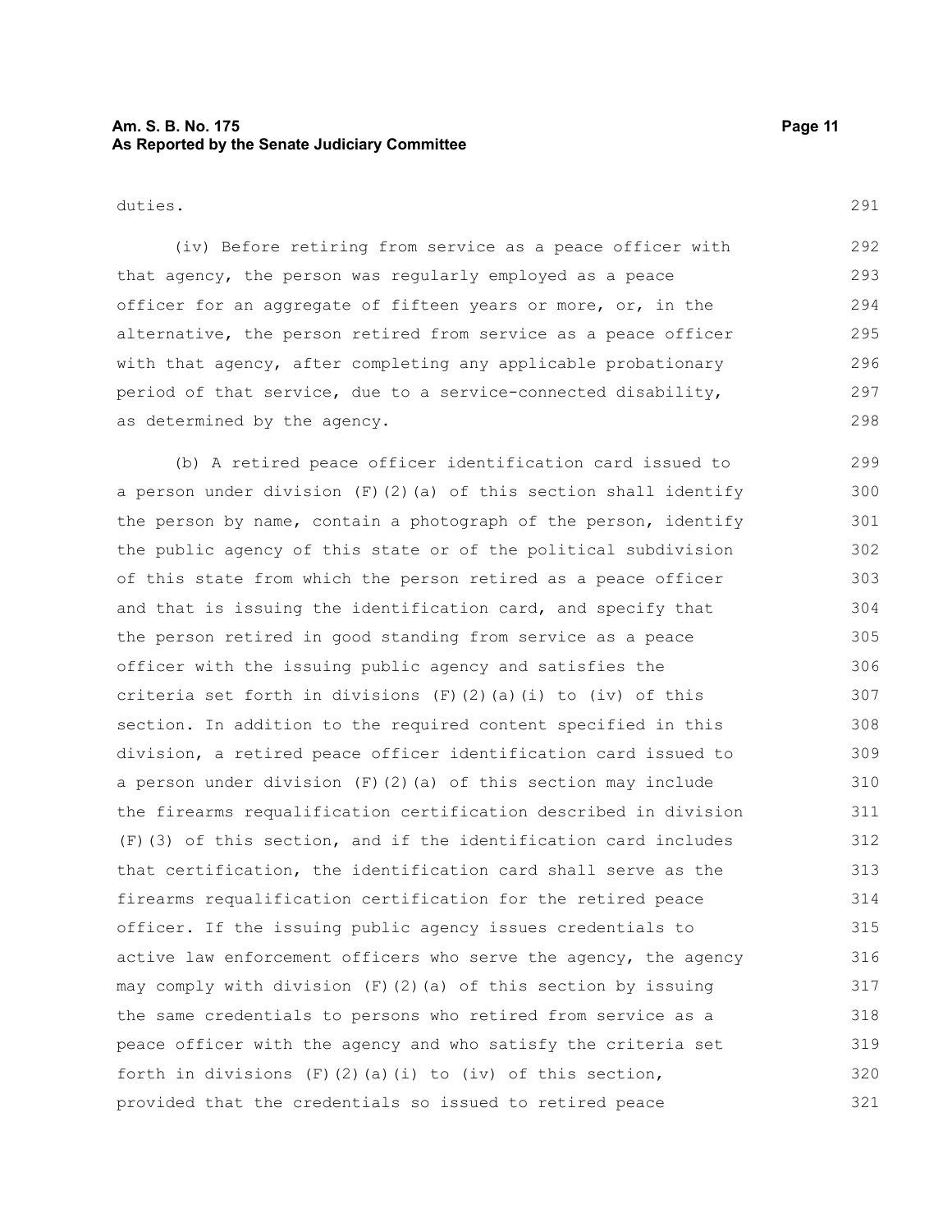duties.

(iv) Before retiring from service as a peace officer with that agency, the person was regularly employed as a peace officer for an aggregate of fifteen years or more, or, in the alternative, the person retired from service as a peace officer with that agency, after completing any applicable probationary period of that service, due to a service-connected disability, as determined by the agency.

(b) A retired peace officer identification card issued to a person under division (F)(2)(a) of this section shall identify the person by name, contain a photograph of the person, identify the public agency of this state or of the political subdivision of this state from which the person retired as a peace officer and that is issuing the identification card, and specify that the person retired in good standing from service as a peace officer with the issuing public agency and satisfies the criteria set forth in divisions (F)(2)(a)(i) to (iv) of this section. In addition to the required content specified in this division, a retired peace officer identification card issued to a person under division (F)(2)(a) of this section may include the firearms requalification certification described in division (F)(3) of this section, and if the identification card includes that certification, the identification card shall serve as the firearms requalification certification for the retired peace officer. If the issuing public agency issues credentials to active law enforcement officers who serve the agency, the agency may comply with division (F)(2)(a) of this section by issuing the same credentials to persons who retired from service as a peace officer with the agency and who satisfy the criteria set forth in divisions (F)(2)(a)(i) to (iv) of this section, provided that the credentials so issued to retired peace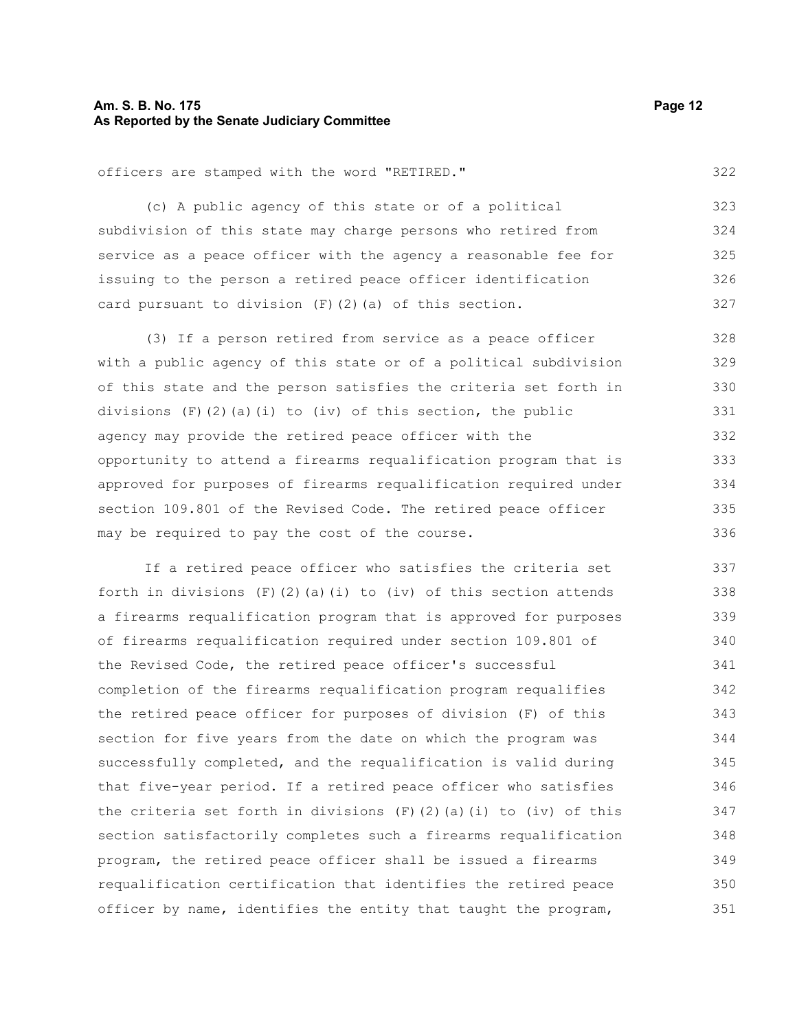officers are stamped with the word "RETIRED."

(c) A public agency of this state or of a political subdivision of this state may charge persons who retired from service as a peace officer with the agency a reasonable fee for issuing to the person a retired peace officer identification card pursuant to division (F)(2)(a) of this section.

(3) If a person retired from service as a peace officer with a public agency of this state or of a political subdivision of this state and the person satisfies the criteria set forth in divisions (F)(2)(a)(i) to (iv) of this section, the public agency may provide the retired peace officer with the opportunity to attend a firearms requalification program that is approved for purposes of firearms requalification required under section 109.801 of the Revised Code. The retired peace officer may be required to pay the cost of the course.

If a retired peace officer who satisfies the criteria set forth in divisions (F)(2)(a)(i) to (iv) of this section attends a firearms requalification program that is approved for purposes of firearms requalification required under section 109.801 of the Revised Code, the retired peace officer's successful completion of the firearms requalification program requalifies the retired peace officer for purposes of division (F) of this section for five years from the date on which the program was successfully completed, and the requalification is valid during that five-year period. If a retired peace officer who satisfies the criteria set forth in divisions (F)(2)(a)(i) to (iv) of this section satisfactorily completes such a firearms requalification program, the retired peace officer shall be issued a firearms requalification certification that identifies the retired peace officer by name, identifies the entity that taught the program,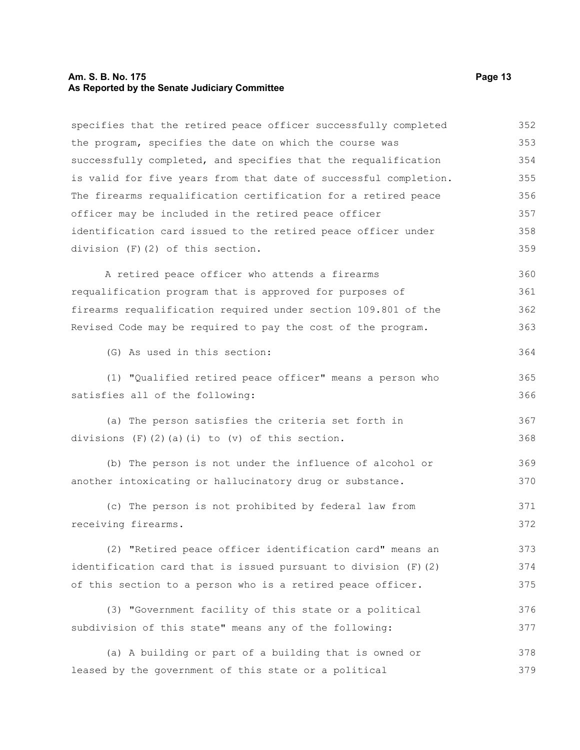specifies that the retired peace officer successfully completed the program, specifies the date on which the course was successfully completed, and specifies that the requalification is valid for five years from that date of successful completion. The firearms requalification certification for a retired peace officer may be included in the retired peace officer identification card issued to the retired peace officer under division (F)(2) of this section.

A retired peace officer who attends a firearms requalification program that is approved for purposes of firearms requalification required under section 109.801 of the Revised Code may be required to pay the cost of the program.

(G) As used in this section:

(1) "Qualified retired peace officer" means a person who satisfies all of the following:

(a) The person satisfies the criteria set forth in divisions (F)(2)(a)(i) to (v) of this section.

(b) The person is not under the influence of alcohol or another intoxicating or hallucinatory drug or substance.

(c) The person is not prohibited by federal law from receiving firearms.

(2) "Retired peace officer identification card" means an identification card that is issued pursuant to division (F)(2) of this section to a person who is a retired peace officer.

(3) "Government facility of this state or a political subdivision of this state" means any of the following:

(a) A building or part of a building that is owned or leased by the government of this state or a political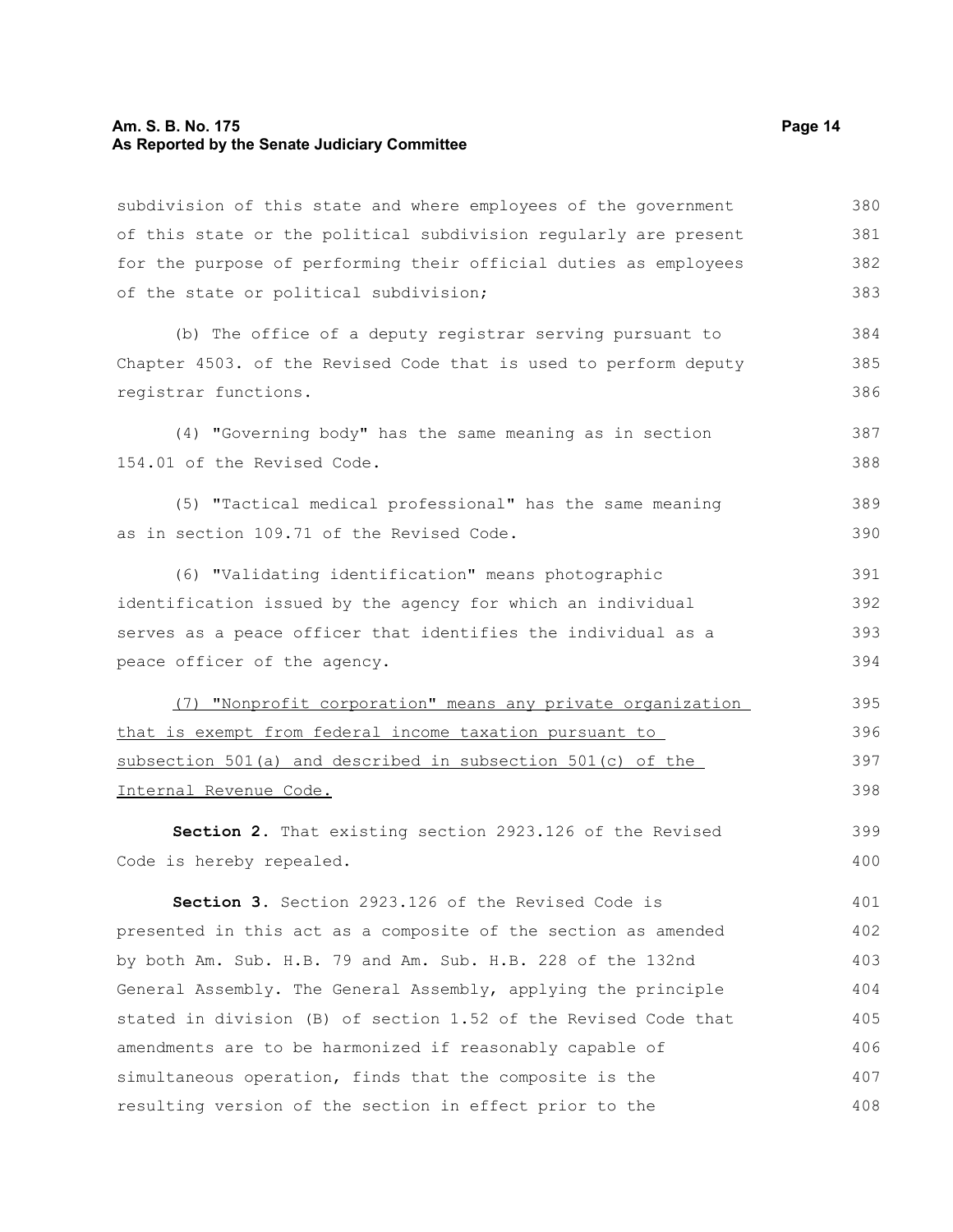subdivision of this state and where employees of the government of this state or the political subdivision regularly are present for the purpose of performing their official duties as employees of the state or political subdivision;

(b) The office of a deputy registrar serving pursuant to Chapter 4503. of the Revised Code that is used to perform deputy registrar functions.

(4) "Governing body" has the same meaning as in section 154.01 of the Revised Code.

(5) "Tactical medical professional" has the same meaning as in section 109.71 of the Revised Code.

(6) "Validating identification" means photographic identification issued by the agency for which an individual serves as a peace officer that identifies the individual as a peace officer of the agency.

<u>(7) "Nonprofit corporation" means any private organization that is exempt from federal income taxation pursuant to subsection 501(a) and described in subsection 501(c) of the Internal Revenue Code.</u>

**Section 2.** That existing section 2923.126 of the Revised Code is hereby repealed.

**Section 3.** Section 2923.126 of the Revised Code is presented in this act as a composite of the section as amended by both Am. Sub. H.B. 79 and Am. Sub. H.B. 228 of the 132nd General Assembly. The General Assembly, applying the principle stated in division (B) of section 1.52 of the Revised Code that amendments are to be harmonized if reasonably capable of simultaneous operation, finds that the composite is the resulting version of the section in effect prior to the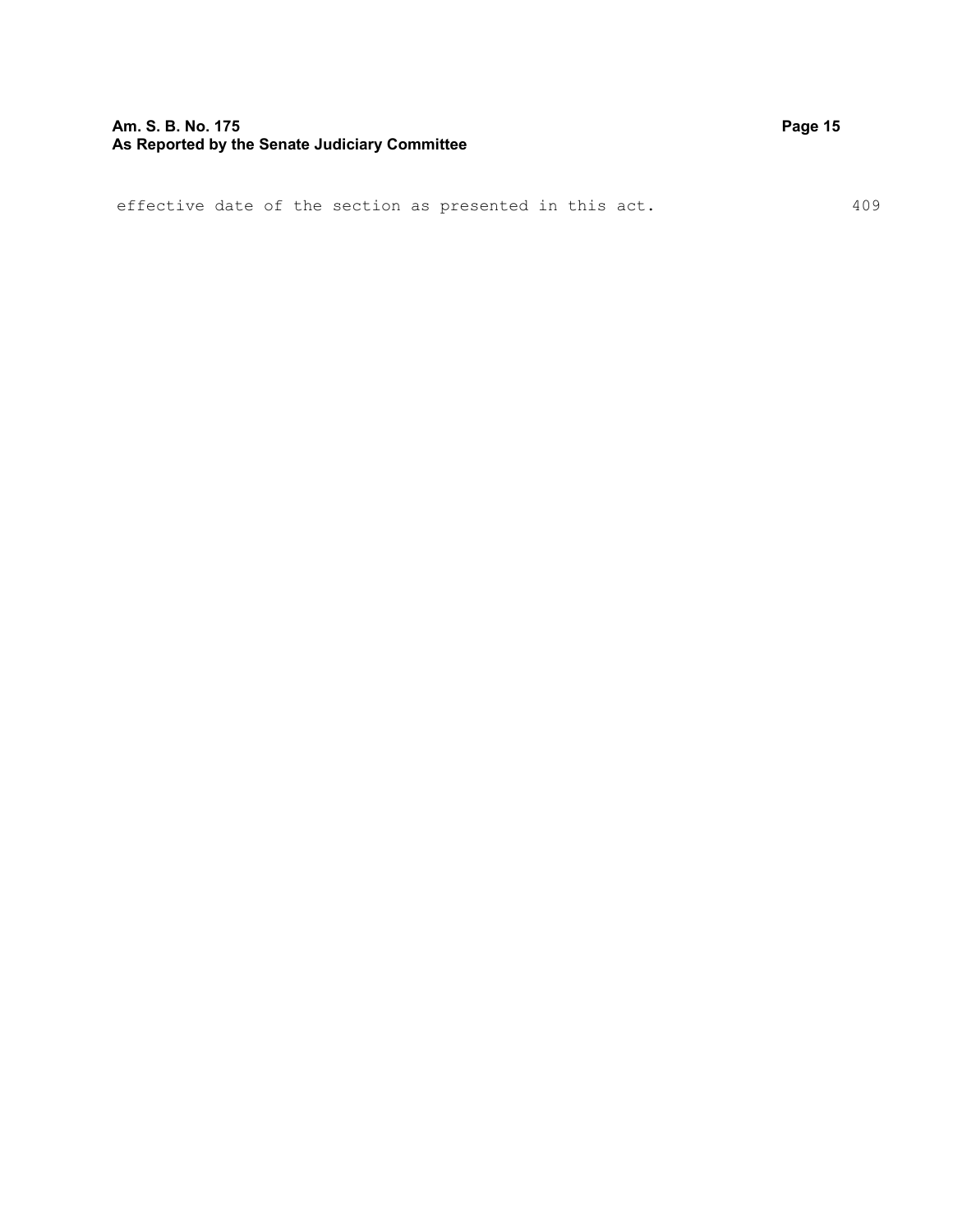effective date of the section as presented in this act.